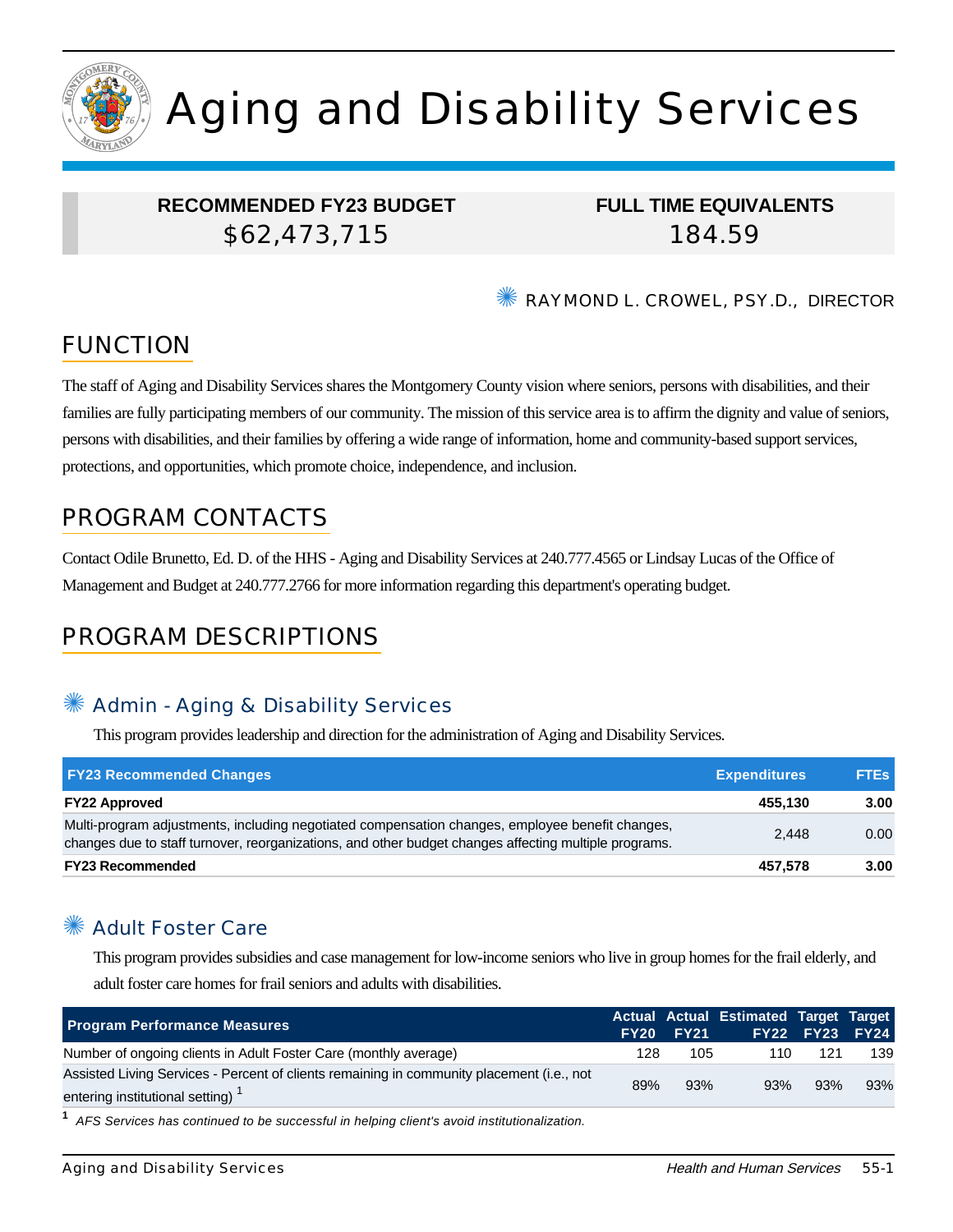# Aging and Disability Services

**RECOMMENDED FY23 BUDGET**
$62,473,715

**FULL TIME EQUIVALENTS**
184.59

RAYMOND L. CROWEL, PSY.D., DIRECTOR

## FUNCTION

The staff of Aging and Disability Services shares the Montgomery County vision where seniors, persons with disabilities, and their families are fully participating members of our community. The mission of this service area is to affirm the dignity and value of seniors, persons with disabilities, and their families by offering a wide range of information, home and community-based support services, protections, and opportunities, which promote choice, independence, and inclusion.

## PROGRAM CONTACTS

Contact Odile Brunetto, Ed. D. of the HHS - Aging and Disability Services at 240.777.4565 or Lindsay Lucas of the Office of Management and Budget at 240.777.2766 for more information regarding this department's operating budget.

## PROGRAM DESCRIPTIONS

### Admin - Aging & Disability Services

This program provides leadership and direction for the administration of Aging and Disability Services.

| FY23 Recommended Changes | Expenditures | FTEs |
|---|---|---|
| **FY22 Approved** | **455,130** | **3.00** |
| Multi-program adjustments, including negotiated compensation changes, employee benefit changes, changes due to staff turnover, reorganizations, and other budget changes affecting multiple programs. | 2,448 | 0.00 |
| **FY23 Recommended** | **457,578** | **3.00** |

### Adult Foster Care

This program provides subsidies and case management for low-income seniors who live in group homes for the frail elderly, and adult foster care homes for frail seniors and adults with disabilities.

| Program Performance Measures | Actual FY20 | Actual FY21 | Estimated FY22 | Target FY23 | Target FY24 |
|---|---|---|---|---|---|
| Number of ongoing clients in Adult Foster Care (monthly average) | 128 | 105 | 110 | 121 | 139 |
| Assisted Living Services - Percent of clients remaining in community placement (i.e., not entering institutional setting) [1] | 89% | 93% | 93% | 93% | 93% |

[1] *AFS Services has continued to be successful in helping client's avoid institutionalization.*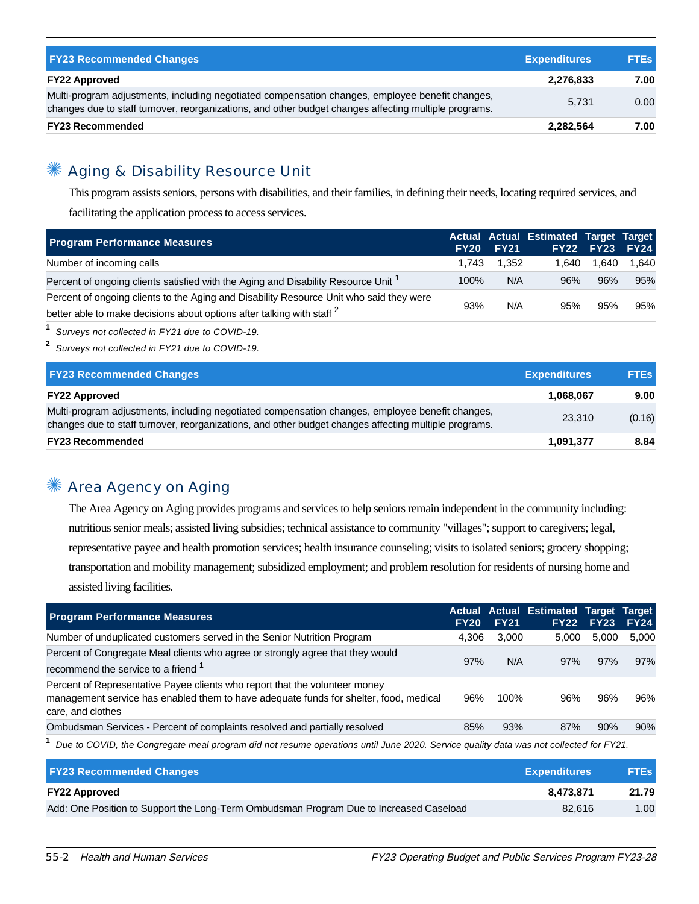| FY23 Recommended Changes | Expenditures | FTEs |
|---|---|---|
| **FY22 Approved** | **2,276,833** | **7.00** |
| Multi-program adjustments, including negotiated compensation changes, employee benefit changes, changes due to staff turnover, reorganizations, and other budget changes affecting multiple programs. | 5,731 | 0.00 |
| **FY23 Recommended** | **2,282,564** | **7.00** |

## Aging & Disability Resource Unit

This program assists seniors, persons with disabilities, and their families, in defining their needs, locating required services, and facilitating the application process to access services.

| Program Performance Measures | Actual FY20 | Actual FY21 | Estimated FY22 | Target FY23 | Target FY24 |
|---|---|---|---|---|---|
| Number of incoming calls | 1,743 | 1,352 | 1,640 | 1,640 | 1,640 |
| Percent of ongoing clients satisfied with the Aging and Disability Resource Unit [1] | 100% | N/A | 96% | 96% | 95% |
| Percent of ongoing clients to the Aging and Disability Resource Unit who said they were better able to make decisions about options after talking with staff [2] | 93% | N/A | 95% | 95% | 95% |

[1] *Surveys not collected in FY21 due to COVID-19.*

[2] *Surveys not collected in FY21 due to COVID-19.*

| FY23 Recommended Changes | Expenditures | FTEs |
|---|---|---|
| **FY22 Approved** | **1,068,067** | **9.00** |
| Multi-program adjustments, including negotiated compensation changes, employee benefit changes, changes due to staff turnover, reorganizations, and other budget changes affecting multiple programs. | 23,310 | (0.16) |
| **FY23 Recommended** | **1,091,377** | **8.84** |

## Area Agency on Aging

The Area Agency on Aging provides programs and services to help seniors remain independent in the community including: nutritious senior meals; assisted living subsidies; technical assistance to community "villages"; support to caregivers; legal, representative payee and health promotion services; health insurance counseling; visits to isolated seniors; grocery shopping; transportation and mobility management; subsidized employment; and problem resolution for residents of nursing home and assisted living facilities.

| Program Performance Measures | Actual FY20 | Actual FY21 | Estimated FY22 | Target FY23 | Target FY24 |
|---|---|---|---|---|---|
| Number of unduplicated customers served in the Senior Nutrition Program | 4,306 | 3,000 | 5,000 | 5,000 | 5,000 |
| Percent of Congregate Meal clients who agree or strongly agree that they would recommend the service to a friend [1] | 97% | N/A | 97% | 97% | 97% |
| Percent of Representative Payee clients who report that the volunteer money management service has enabled them to have adequate funds for shelter, food, medical care, and clothes | 96% | 100% | 96% | 96% | 96% |
| Ombudsman Services - Percent of complaints resolved and partially resolved | 85% | 93% | 87% | 90% | 90% |

[1] *Due to COVID, the Congregate meal program did not resume operations until June 2020. Service quality data was not collected for FY21.*

| FY23 Recommended Changes | Expenditures | FTEs |
|---|---|---|
| **FY22 Approved** | **8,473,871** | **21.79** |
| Add: One Position to Support the Long-Term Ombudsman Program Due to Increased Caseload | 82,616 | 1.00 |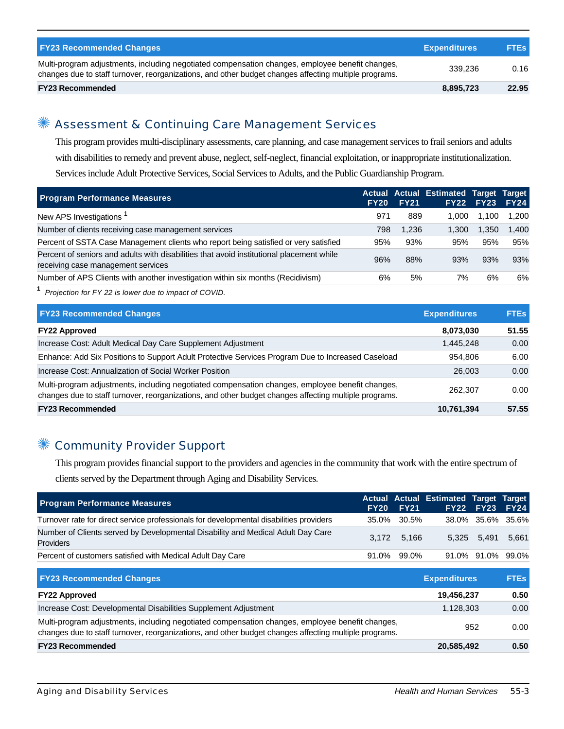| FY23 Recommended Changes | Expenditures | FTEs |
|---|---|---|
| Multi-program adjustments, including negotiated compensation changes, employee benefit changes, changes due to staff turnover, reorganizations, and other budget changes affecting multiple programs. | 339,236 | 0.16 |
| **FY23 Recommended** | **8,895,723** | **22.95** |

## Assessment & Continuing Care Management Services

This program provides multi-disciplinary assessments, care planning, and case management services to frail seniors and adults with disabilities to remedy and prevent abuse, neglect, self-neglect, financial exploitation, or inappropriate institutionalization. Services include Adult Protective Services, Social Services to Adults, and the Public Guardianship Program.

| Program Performance Measures | Actual FY20 | Actual FY21 | Estimated FY22 | Target FY23 | Target FY24 |
|---|---|---|---|---|---|
| New APS Investigations [1] | 971 | 889 | 1,000 | 1,100 | 1,200 |
| Number of clients receiving case management services | 798 | 1,236 | 1,300 | 1,350 | 1,400 |
| Percent of SSTA Case Management clients who report being satisfied or very satisfied | 95% | 93% | 95% | 95% | 95% |
| Percent of seniors and adults with disabilities that avoid institutional placement while receiving case management services | 96% | 88% | 93% | 93% | 93% |
| Number of APS Clients with another investigation within six months (Recidivism) | 6% | 5% | 7% | 6% | 6% |

[1] *Projection for FY 22 is lower due to impact of COVID.*

| FY23 Recommended Changes | Expenditures | FTEs |
|---|---|---|
| **FY22 Approved** | **8,073,030** | **51.55** |
| Increase Cost: Adult Medical Day Care Supplement Adjustment | 1,445,248 | 0.00 |
| Enhance: Add Six Positions to Support Adult Protective Services Program Due to Increased Caseload | 954,806 | 6.00 |
| Increase Cost: Annualization of Social Worker Position | 26,003 | 0.00 |
| Multi-program adjustments, including negotiated compensation changes, employee benefit changes, changes due to staff turnover, reorganizations, and other budget changes affecting multiple programs. | 262,307 | 0.00 |
| **FY23 Recommended** | **10,761,394** | **57.55** |

## Community Provider Support

This program provides financial support to the providers and agencies in the community that work with the entire spectrum of clients served by the Department through Aging and Disability Services.

| Program Performance Measures | Actual FY20 | Actual FY21 | Estimated FY22 | Target FY23 | Target FY24 |
|---|---|---|---|---|---|
| Turnover rate for direct service professionals for developmental disabilities providers | 35.0% | 30.5% | 38.0% | 35.6% | 35.6% |
| Number of Clients served by Developmental Disability and Medical Adult Day Care Providers | 3,172 | 5,166 | 5,325 | 5,491 | 5,661 |
| Percent of customers satisfied with Medical Adult Day Care | 91.0% | 99.0% | 91.0% | 91.0% | 99.0% |

| FY23 Recommended Changes | Expenditures | FTEs |
|---|---|---|
| **FY22 Approved** | **19,456,237** | **0.50** |
| Increase Cost: Developmental Disabilities Supplement Adjustment | 1,128,303 | 0.00 |
| Multi-program adjustments, including negotiated compensation changes, employee benefit changes, changes due to staff turnover, reorganizations, and other budget changes affecting multiple programs. | 952 | 0.00 |
| **FY23 Recommended** | **20,585,492** | **0.50** |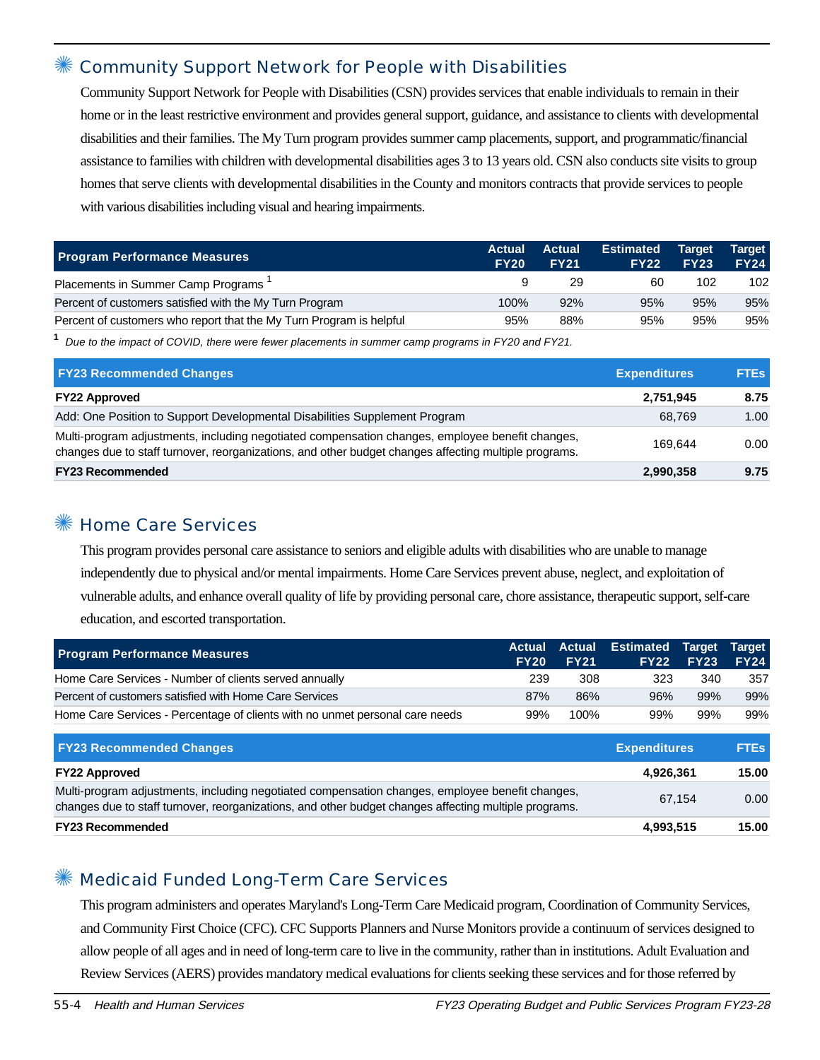## Community Support Network for People with Disabilities

Community Support Network for People with Disabilities (CSN) provides services that enable individuals to remain in their home or in the least restrictive environment and provides general support, guidance, and assistance to clients with developmental disabilities and their families. The My Turn program provides summer camp placements, support, and programmatic/financial assistance to families with children with developmental disabilities ages 3 to 13 years old. CSN also conducts site visits to group homes that serve clients with developmental disabilities in the County and monitors contracts that provide services to people with various disabilities including visual and hearing impairments.

| Program Performance Measures | Actual FY20 | Actual FY21 | Estimated FY22 | Target FY23 | Target FY24 |
|---|---|---|---|---|---|
| Placements in Summer Camp Programs [1] | 9 | 29 | 60 | 102 | 102 |
| Percent of customers satisfied with the My Turn Program | 100% | 92% | 95% | 95% | 95% |
| Percent of customers who report that the My Turn Program is helpful | 95% | 88% | 95% | 95% | 95% |

[1] *Due to the impact of COVID, there were fewer placements in summer camp programs in FY20 and FY21.*

| FY23 Recommended Changes | Expenditures | FTEs |
|---|---|---|
| **FY22 Approved** | **2,751,945** | **8.75** |
| Add: One Position to Support Developmental Disabilities Supplement Program | 68,769 | 1.00 |
| Multi-program adjustments, including negotiated compensation changes, employee benefit changes, changes due to staff turnover, reorganizations, and other budget changes affecting multiple programs. | 169,644 | 0.00 |
| **FY23 Recommended** | **2,990,358** | **9.75** |

## Home Care Services

This program provides personal care assistance to seniors and eligible adults with disabilities who are unable to manage independently due to physical and/or mental impairments. Home Care Services prevent abuse, neglect, and exploitation of vulnerable adults, and enhance overall quality of life by providing personal care, chore assistance, therapeutic support, self-care education, and escorted transportation.

| Program Performance Measures | Actual FY20 | Actual FY21 | Estimated FY22 | Target FY23 | Target FY24 |
|---|---|---|---|---|---|
| Home Care Services - Number of clients served annually | 239 | 308 | 323 | 340 | 357 |
| Percent of customers satisfied with Home Care Services | 87% | 86% | 96% | 99% | 99% |
| Home Care Services - Percentage of clients with no unmet personal care needs | 99% | 100% | 99% | 99% | 99% |

| FY23 Recommended Changes | Expenditures | FTEs |
|---|---|---|
| **FY22 Approved** | **4,926,361** | **15.00** |
| Multi-program adjustments, including negotiated compensation changes, employee benefit changes, changes due to staff turnover, reorganizations, and other budget changes affecting multiple programs. | 67,154 | 0.00 |
| **FY23 Recommended** | **4,993,515** | **15.00** |

## Medicaid Funded Long-Term Care Services

This program administers and operates Maryland's Long-Term Care Medicaid program, Coordination of Community Services, and Community First Choice (CFC). CFC Supports Planners and Nurse Monitors provide a continuum of services designed to allow people of all ages and in need of long-term care to live in the community, rather than in institutions. Adult Evaluation and Review Services (AERS) provides mandatory medical evaluations for clients seeking these services and for those referred by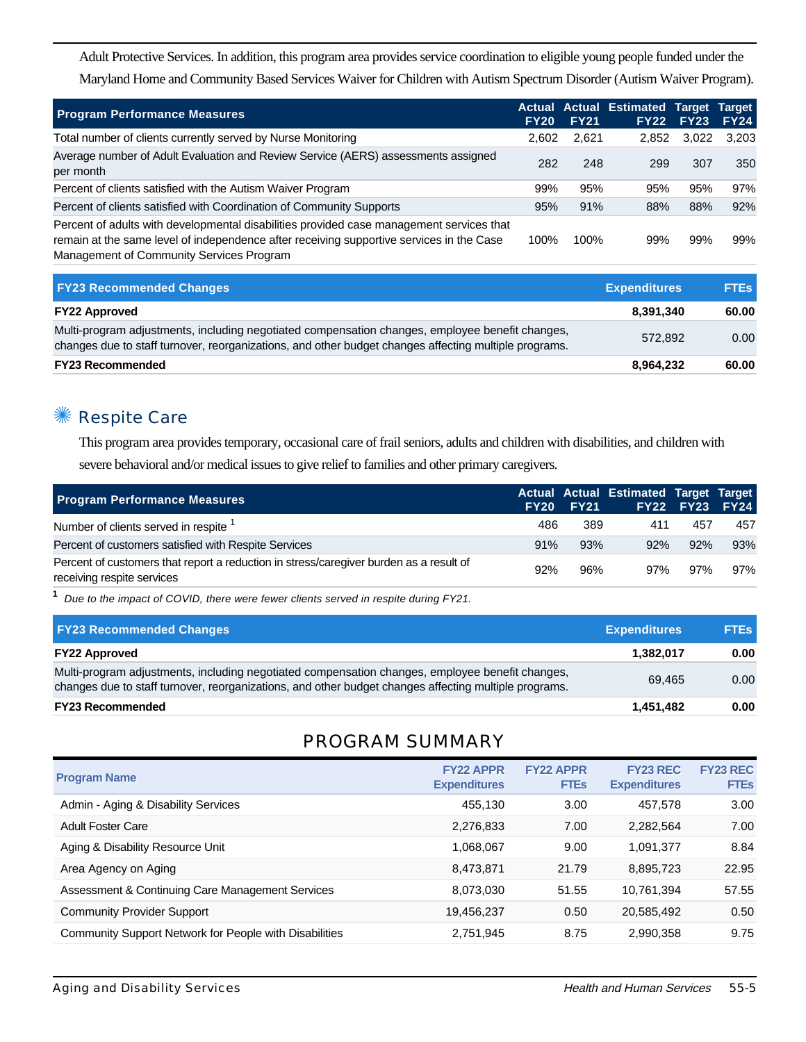Adult Protective Services. In addition, this program area provides service coordination to eligible young people funded under the Maryland Home and Community Based Services Waiver for Children with Autism Spectrum Disorder (Autism Waiver Program).

| Program Performance Measures | Actual FY20 | Actual FY21 | Estimated FY22 | Target FY23 | Target FY24 |
|---|---|---|---|---|---|
| Total number of clients currently served by Nurse Monitoring | 2,602 | 2,621 | 2,852 | 3,022 | 3,203 |
| Average number of Adult Evaluation and Review Service (AERS) assessments assigned per month | 282 | 248 | 299 | 307 | 350 |
| Percent of clients satisfied with the Autism Waiver Program | 99% | 95% | 95% | 95% | 97% |
| Percent of clients satisfied with Coordination of Community Supports | 95% | 91% | 88% | 88% | 92% |
| Percent of adults with developmental disabilities provided case management services that remain at the same level of independence after receiving supportive services in the Case Management of Community Services Program | 100% | 100% | 99% | 99% | 99% |

| FY23 Recommended Changes | Expenditures | FTEs |
|---|---|---|
| **FY22 Approved** | **8,391,340** | **60.00** |
| Multi-program adjustments, including negotiated compensation changes, employee benefit changes, changes due to staff turnover, reorganizations, and other budget changes affecting multiple programs. | 572,892 | 0.00 |
| **FY23 Recommended** | **8,964,232** | **60.00** |

## Respite Care

This program area provides temporary, occasional care of frail seniors, adults and children with disabilities, and children with severe behavioral and/or medical issues to give relief to families and other primary caregivers.

| Program Performance Measures | Actual FY20 | Actual FY21 | Estimated FY22 | Target FY23 | Target FY24 |
|---|---|---|---|---|---|
| Number of clients served in respite [1] | 486 | 389 | 411 | 457 | 457 |
| Percent of customers satisfied with Respite Services | 91% | 93% | 92% | 92% | 93% |
| Percent of customers that report a reduction in stress/caregiver burden as a result of receiving respite services | 92% | 96% | 97% | 97% | 97% |

[1] *Due to the impact of COVID, there were fewer clients served in respite during FY21.*

| FY23 Recommended Changes | Expenditures | FTEs |
|---|---|---|
| **FY22 Approved** | **1,382,017** | **0.00** |
| Multi-program adjustments, including negotiated compensation changes, employee benefit changes, changes due to staff turnover, reorganizations, and other budget changes affecting multiple programs. | 69,465 | 0.00 |
| **FY23 Recommended** | **1,451,482** | **0.00** |

## PROGRAM SUMMARY

| Program Name | FY22 APPR Expenditures | FY22 APPR FTEs | FY23 REC Expenditures | FY23 REC FTEs |
|---|---|---|---|---|
| Admin - Aging & Disability Services | 455,130 | 3.00 | 457,578 | 3.00 |
| Adult Foster Care | 2,276,833 | 7.00 | 2,282,564 | 7.00 |
| Aging & Disability Resource Unit | 1,068,067 | 9.00 | 1,091,377 | 8.84 |
| Area Agency on Aging | 8,473,871 | 21.79 | 8,895,723 | 22.95 |
| Assessment & Continuing Care Management Services | 8,073,030 | 51.55 | 10,761,394 | 57.55 |
| Community Provider Support | 19,456,237 | 0.50 | 20,585,492 | 0.50 |
| Community Support Network for People with Disabilities | 2,751,945 | 8.75 | 2,990,358 | 9.75 |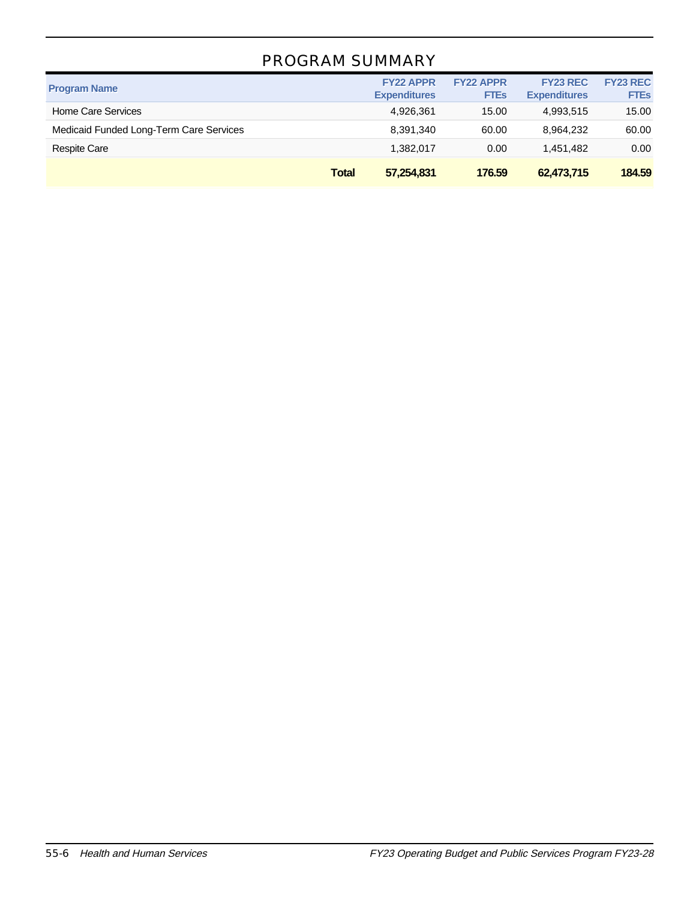## PROGRAM SUMMARY

| Program Name | | FY22 APPR Expenditures | FY22 APPR FTEs | FY23 REC Expenditures | FY23 REC FTEs |
|---|---|---|---|---|---|
| Home Care Services | | 4,926,361 | 15.00 | 4,993,515 | 15.00 |
| Medicaid Funded Long-Term Care Services | | 8,391,340 | 60.00 | 8,964,232 | 60.00 |
| Respite Care | | 1,382,017 | 0.00 | 1,451,482 | 0.00 |
| | **Total** | **57,254,831** | **176.59** | **62,473,715** | **184.59** |